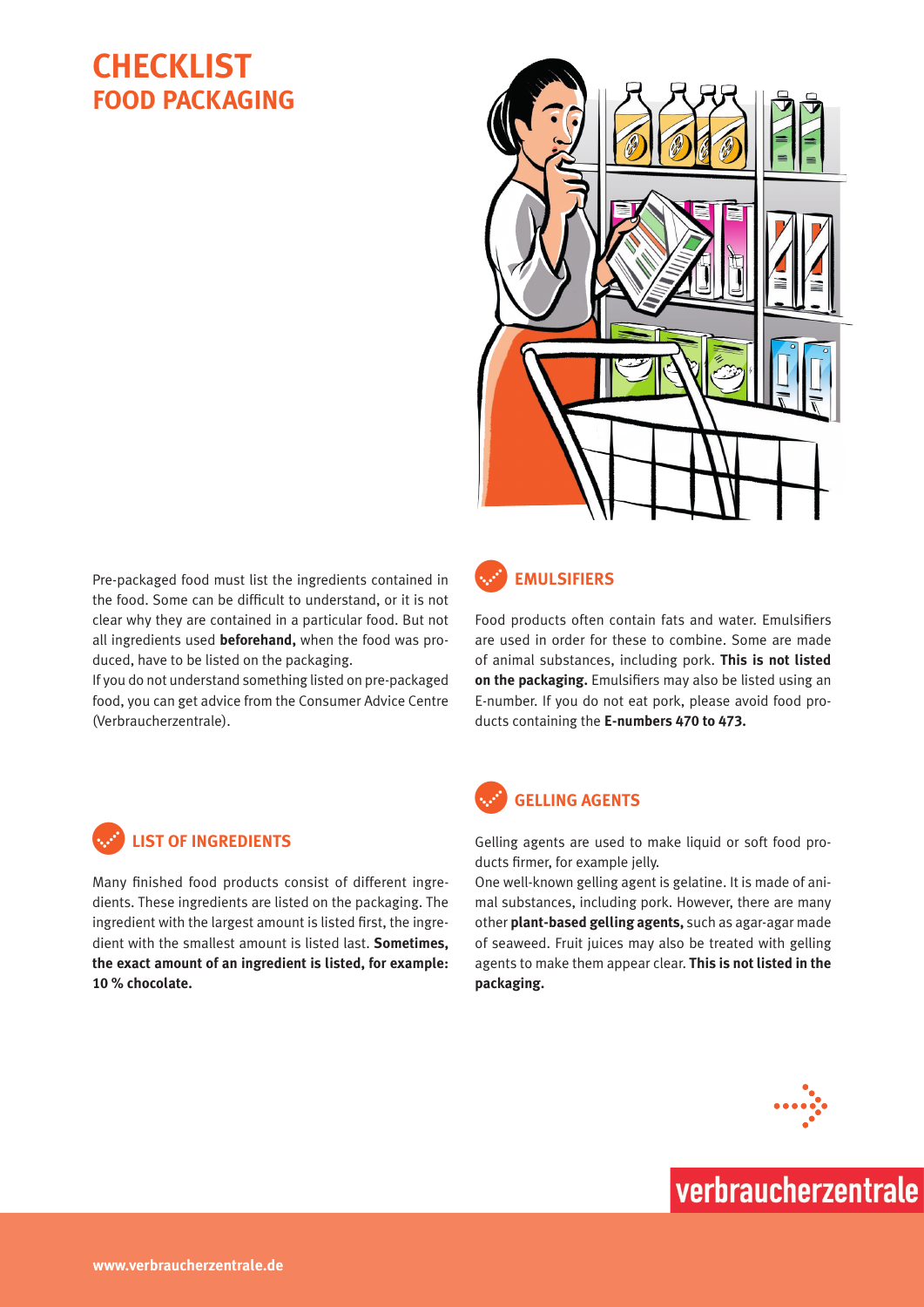# CHECKLIST
## FOOD PACKAGING

Pre-packaged food must list the ingredients contained in the food. Some can be difficult to understand, or it is not clear why they are contained in a particular food. But not all ingredients used **beforehand,** when the food was produced, have to be listed on the packaging.
If you do not understand something listed on pre-packaged food, you can get advice from the Consumer Advice Centre (Verbraucherzentrale).

### LIST OF INGREDIENTS

Many finished food products consist of different ingredients. These ingredients are listed on the packaging. The ingredient with the largest amount is listed first, the ingredient with the smallest amount is listed last. **Sometimes, the exact amount of an ingredient is listed, for example: 10 % chocolate.**

### EMULSIFIERS

Food products often contain fats and water. Emulsifiers are used in order for these to combine. Some are made of animal substances, including pork. **This is not listed on the packaging.** Emulsifiers may also be listed using an E-number. If you do not eat pork, please avoid food products containing the **E-numbers 470 to 473.**

### GELLING AGENTS

Gelling agents are used to make liquid or soft food products firmer, for example jelly.
One well-known gelling agent is gelatine. It is made of animal substances, including pork. However, there are many other **plant-based gelling agents,** such as agar-agar made of seaweed. Fruit juices may also be treated with gelling agents to make them appear clear. **This is not listed in the packaging.**

verbraucherzentrale

www.verbraucherzentrale.de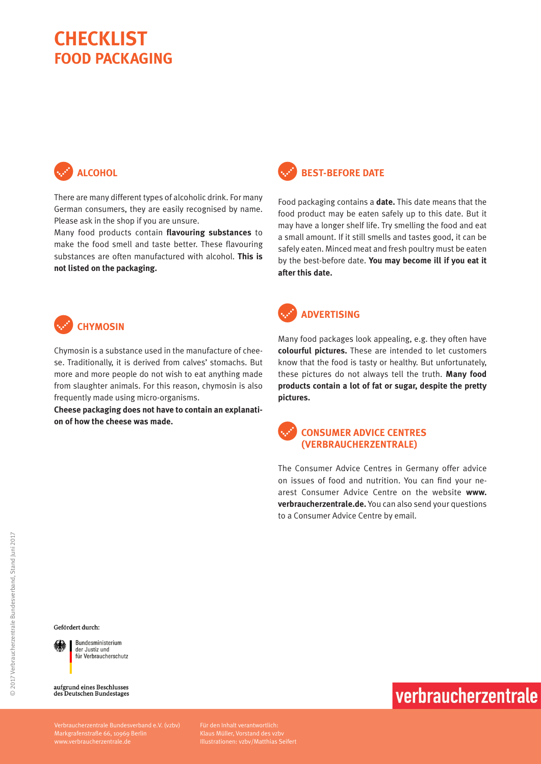# CHECKLIST
## FOOD PACKAGING

### ALCOHOL

There are many different types of alcoholic drink. For many German consumers, they are easily recognised by name. Please ask in the shop if you are unsure.

Many food products contain **flavouring substances** to make the food smell and taste better. These flavouring substances are often manufactured with alcohol. **This is not listed on the packaging.**

### CHYMOSIN

Chymosin is a substance used in the manufacture of cheese. Traditionally, it is derived from calves' stomachs. But more and more people do not wish to eat anything made from slaughter animals. For this reason, chymosin is also frequently made using micro-organisms.

**Cheese packaging does not have to contain an explanation of how the cheese was made.**

### BEST-BEFORE DATE

Food packaging contains a **date.** This date means that the food product may be eaten safely up to this date. But it may have a longer shelf life. Try smelling the food and eat a small amount. If it still smells and tastes good, it can be safely eaten. Minced meat and fresh poultry must be eaten by the best-before date. **You may become ill if you eat it after this date.**

### ADVERTISING

Many food packages look appealing, e.g. they often have **colourful pictures.** These are intended to let customers know that the food is tasty or healthy. But unfortunately, these pictures do not always tell the truth. **Many food products contain a lot of fat or sugar, despite the pretty pictures.**

### CONSUMER ADVICE CENTRES (VERBRAUCHERZENTRALE)

The Consumer Advice Centres in Germany offer advice on issues of food and nutrition. You can find your nearest Consumer Advice Centre on the website **www.verbraucherzentrale.de.** You can also send your questions to a Consumer Advice Centre by email.

© 2017 Verbraucherzentrale Bundesverband, Stand Juni 2017

Gefördert durch:

Bundesministerium der Justiz und für Verbraucherschutz

aufgrund eines Beschlusses des Deutschen Bundestages

verbraucherzentrale

Verbraucherzentrale Bundesverband e.V. (vzbv)
Markgrafenstraße 66, 10969 Berlin
www.verbraucherzentrale.de

Für den Inhalt verantwortlich:
Klaus Müller, Vorstand des vzbv
Illustrationen: vzbv/Matthias Seifert